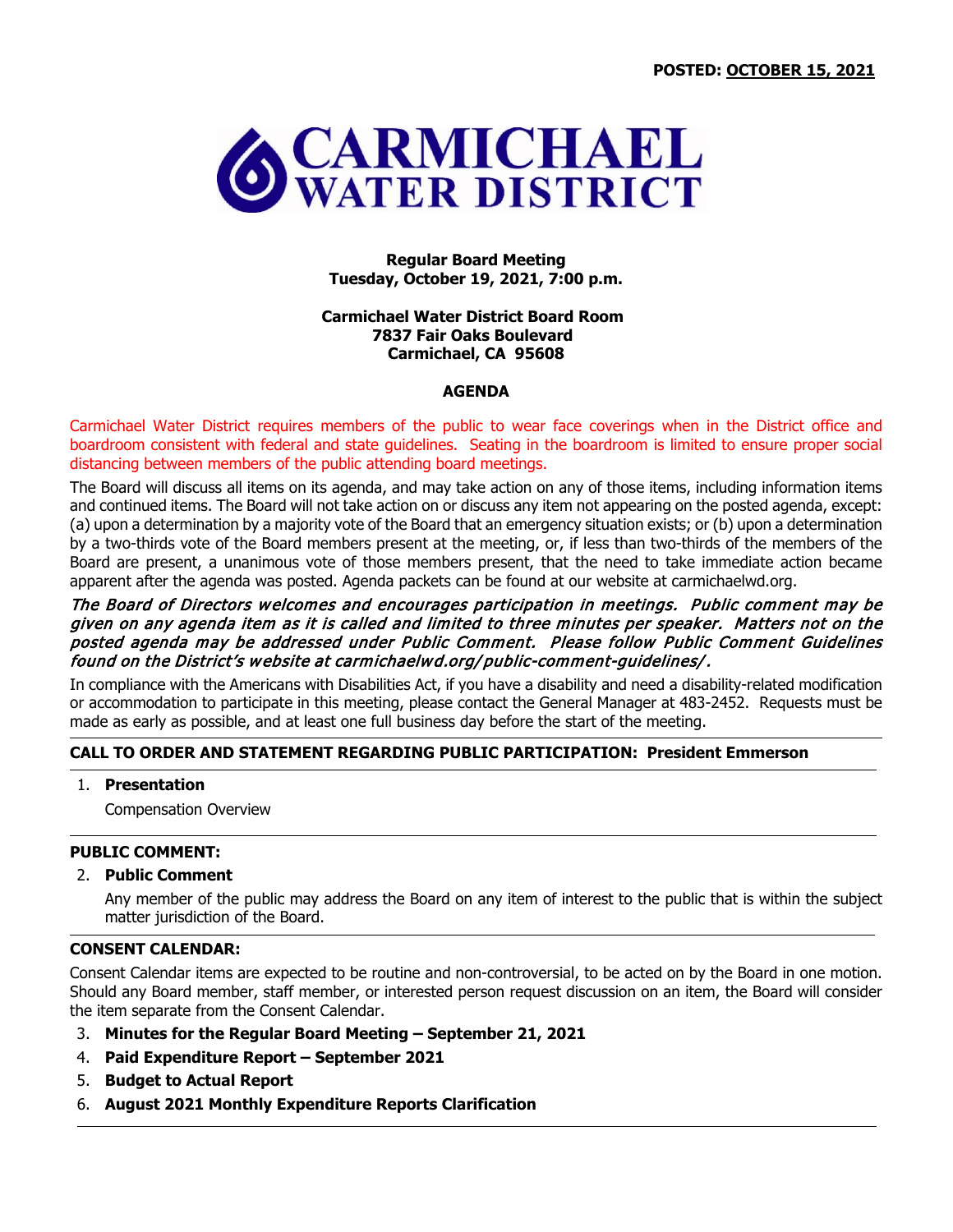**POSTED: OCTOBER 15, 2021**

# CARMICHAEL WATER DISTRICT

**Regular Board Meeting**
**Tuesday, October 19, 2021, 7:00 p.m.**

**Carmichael Water District Board Room**
**7837 Fair Oaks Boulevard**
**Carmichael, CA 95608**

**AGENDA**

Carmichael Water District requires members of the public to wear face coverings when in the District office and boardroom consistent with federal and state guidelines. Seating in the boardroom is limited to ensure proper social distancing between members of the public attending board meetings.

The Board will discuss all items on its agenda, and may take action on any of those items, including information items and continued items. The Board will not take action on or discuss any item not appearing on the posted agenda, except: (a) upon a determination by a majority vote of the Board that an emergency situation exists; or (b) upon a determination by a two-thirds vote of the Board members present at the meeting, or, if less than two-thirds of the members of the Board are present, a unanimous vote of those members present, that the need to take immediate action became apparent after the agenda was posted. Agenda packets can be found at our website at carmichaelwd.org.

***The Board of Directors welcomes and encourages participation in meetings. Public comment may be given on any agenda item as it is called and limited to three minutes per speaker. Matters not on the posted agenda may be addressed under Public Comment. Please follow Public Comment Guidelines found on the District's website at carmichaelwd.org/public-comment-guidelines/.***

In compliance with the Americans with Disabilities Act, if you have a disability and need a disability-related modification or accommodation to participate in this meeting, please contact the General Manager at 483-2452. Requests must be made as early as possible, and at least one full business day before the start of the meeting.

**CALL TO ORDER AND STATEMENT REGARDING PUBLIC PARTICIPATION: President Emmerson**

1. **Presentation**

   Compensation Overview

**PUBLIC COMMENT:**

2. **Public Comment**

   Any member of the public may address the Board on any item of interest to the public that is within the subject matter jurisdiction of the Board.

**CONSENT CALENDAR:**

Consent Calendar items are expected to be routine and non-controversial, to be acted on by the Board in one motion. Should any Board member, staff member, or interested person request discussion on an item, the Board will consider the item separate from the Consent Calendar.

3. **Minutes for the Regular Board Meeting – September 21, 2021**
4. **Paid Expenditure Report – September 2021**
5. **Budget to Actual Report**
6. **August 2021 Monthly Expenditure Reports Clarification**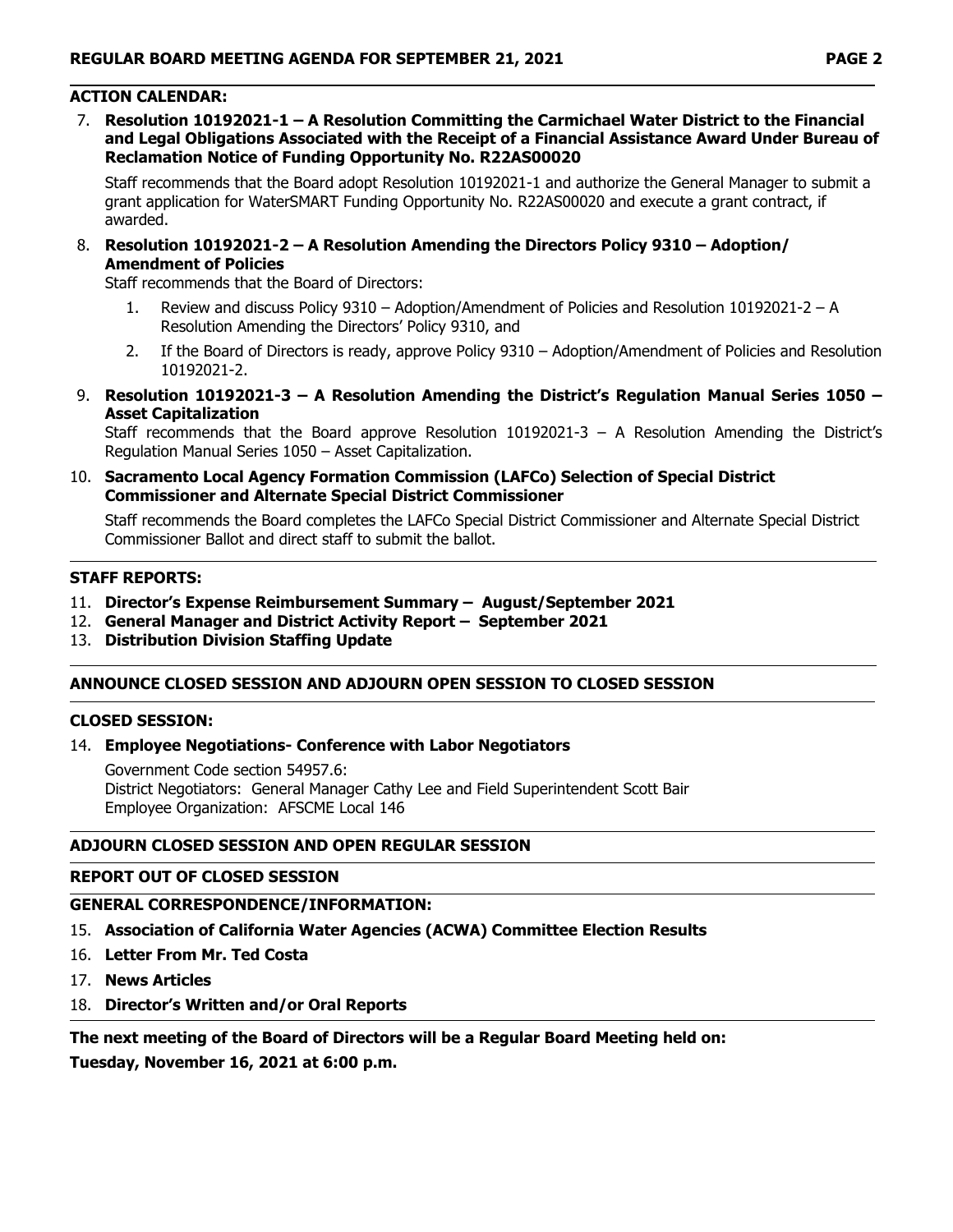## ACTION CALENDAR:

7. **Resolution 10192021-1 – A Resolution Committing the Carmichael Water District to the Financial and Legal Obligations Associated with the Receipt of a Financial Assistance Award Under Bureau of Reclamation Notice of Funding Opportunity No. R22AS00020**

   Staff recommends that the Board adopt Resolution 10192021-1 and authorize the General Manager to submit a grant application for WaterSMART Funding Opportunity No. R22AS00020 and execute a grant contract, if awarded.

8. **Resolution 10192021-2 – A Resolution Amending the Directors Policy 9310 – Adoption/ Amendment of Policies**

   Staff recommends that the Board of Directors:

   1. Review and discuss Policy 9310 – Adoption/Amendment of Policies and Resolution 10192021-2 – A Resolution Amending the Directors' Policy 9310, and
   2. If the Board of Directors is ready, approve Policy 9310 – Adoption/Amendment of Policies and Resolution 10192021-2.

9. **Resolution 10192021-3 – A Resolution Amending the District's Regulation Manual Series 1050 – Asset Capitalization**

   Staff recommends that the Board approve Resolution 10192021-3 – A Resolution Amending the District's Regulation Manual Series 1050 – Asset Capitalization.

10. **Sacramento Local Agency Formation Commission (LAFCo) Selection of Special District Commissioner and Alternate Special District Commissioner**

    Staff recommends the Board completes the LAFCo Special District Commissioner and Alternate Special District Commissioner Ballot and direct staff to submit the ballot.

## STAFF REPORTS:

11. **Director's Expense Reimbursement Summary – August/September 2021**
12. **General Manager and District Activity Report – September 2021**
13. **Distribution Division Staffing Update**

## ANNOUNCE CLOSED SESSION AND ADJOURN OPEN SESSION TO CLOSED SESSION

## CLOSED SESSION:

14. **Employee Negotiations- Conference with Labor Negotiators**

    Government Code section 54957.6:
    District Negotiators: General Manager Cathy Lee and Field Superintendent Scott Bair
    Employee Organization: AFSCME Local 146

## ADJOURN CLOSED SESSION AND OPEN REGULAR SESSION

## REPORT OUT OF CLOSED SESSION

## GENERAL CORRESPONDENCE/INFORMATION:

15. **Association of California Water Agencies (ACWA) Committee Election Results**
16. **Letter From Mr. Ted Costa**
17. **News Articles**
18. **Director's Written and/or Oral Reports**

**The next meeting of the Board of Directors will be a Regular Board Meeting held on:**

**Tuesday, November 16, 2021 at 6:00 p.m.**